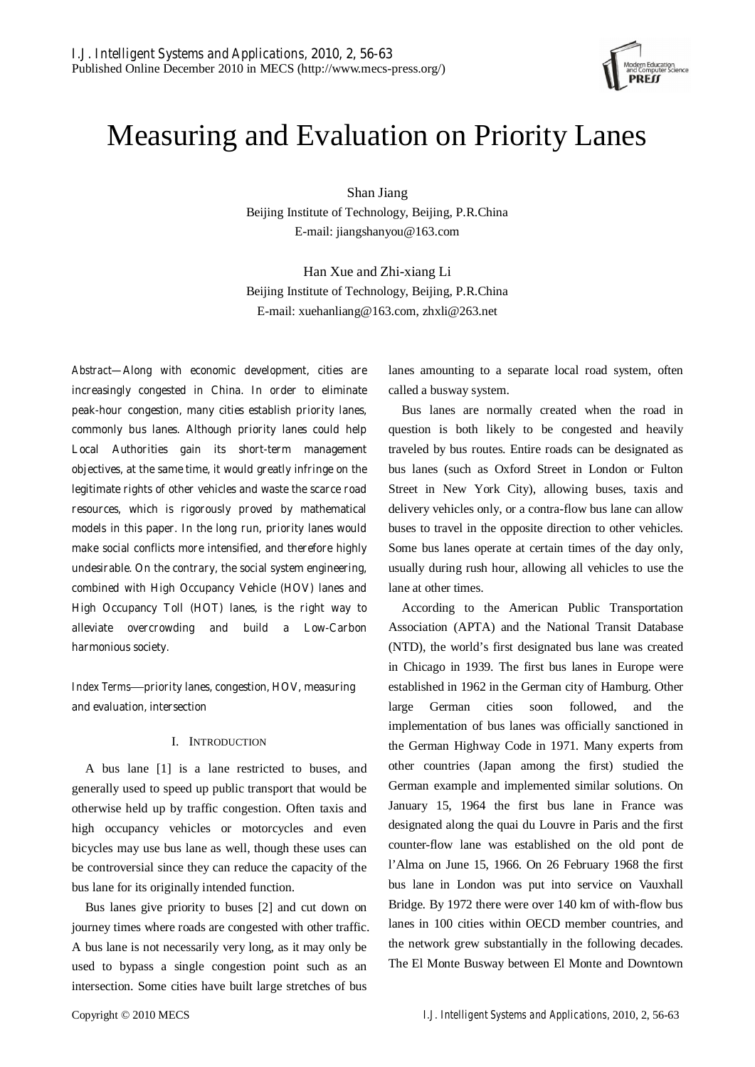# Measuring and Evaluation on Priority Lanes

Shan Jiang
Beijing Institute of Technology, Beijing, P.R.China
E-mail: jiangshanyou@163.com

Han Xue and Zhi-xiang Li
Beijing Institute of Technology, Beijing, P.R.China
E-mail: xuehanliang@163.com, zhxli@263.net

*Abstract*—Along with economic development, cities are increasingly congested in China. In order to eliminate peak-hour congestion, many cities establish priority lanes, commonly bus lanes. Although priority lanes could help Local Authorities gain its short-term management objectives, at the same time, it would greatly infringe on the legitimate rights of other vehicles and waste the scarce road resources, which is rigorously proved by mathematical models in this paper. In the long run, priority lanes would make social conflicts more intensified, and therefore highly undesirable. On the contrary, the social system engineering, combined with High Occupancy Vehicle (HOV) lanes and High Occupancy Toll (HOT) lanes, is the right way to alleviate overcrowding and build a Low-Carbon harmonious society.

*Index Terms*—priority lanes, congestion, HOV, measuring and evaluation, intersection

## I. Introduction

A bus lane [1] is a lane restricted to buses, and generally used to speed up public transport that would be otherwise held up by traffic congestion. Often taxis and high occupancy vehicles or motorcycles and even bicycles may use bus lane as well, though these uses can be controversial since they can reduce the capacity of the bus lane for its originally intended function.

Bus lanes give priority to buses [2] and cut down on journey times where roads are congested with other traffic. A bus lane is not necessarily very long, as it may only be used to bypass a single congestion point such as an intersection. Some cities have built large stretches of bus lanes amounting to a separate local road system, often called a busway system.

Bus lanes are normally created when the road in question is both likely to be congested and heavily traveled by bus routes. Entire roads can be designated as bus lanes (such as Oxford Street in London or Fulton Street in New York City), allowing buses, taxis and delivery vehicles only, or a contra-flow bus lane can allow buses to travel in the opposite direction to other vehicles. Some bus lanes operate at certain times of the day only, usually during rush hour, allowing all vehicles to use the lane at other times.

According to the American Public Transportation Association (APTA) and the National Transit Database (NTD), the world's first designated bus lane was created in Chicago in 1939. The first bus lanes in Europe were established in 1962 in the German city of Hamburg. Other large German cities soon followed, and the implementation of bus lanes was officially sanctioned in the German Highway Code in 1971. Many experts from other countries (Japan among the first) studied the German example and implemented similar solutions. On January 15, 1964 the first bus lane in France was designated along the quai du Louvre in Paris and the first counter-flow lane was established on the old pont de l'Alma on June 15, 1966. On 26 February 1968 the first bus lane in London was put into service on Vauxhall Bridge. By 1972 there were over 140 km of with-flow bus lanes in 100 cities within OECD member countries, and the network grew substantially in the following decades. The El Monte Busway between El Monte and Downtown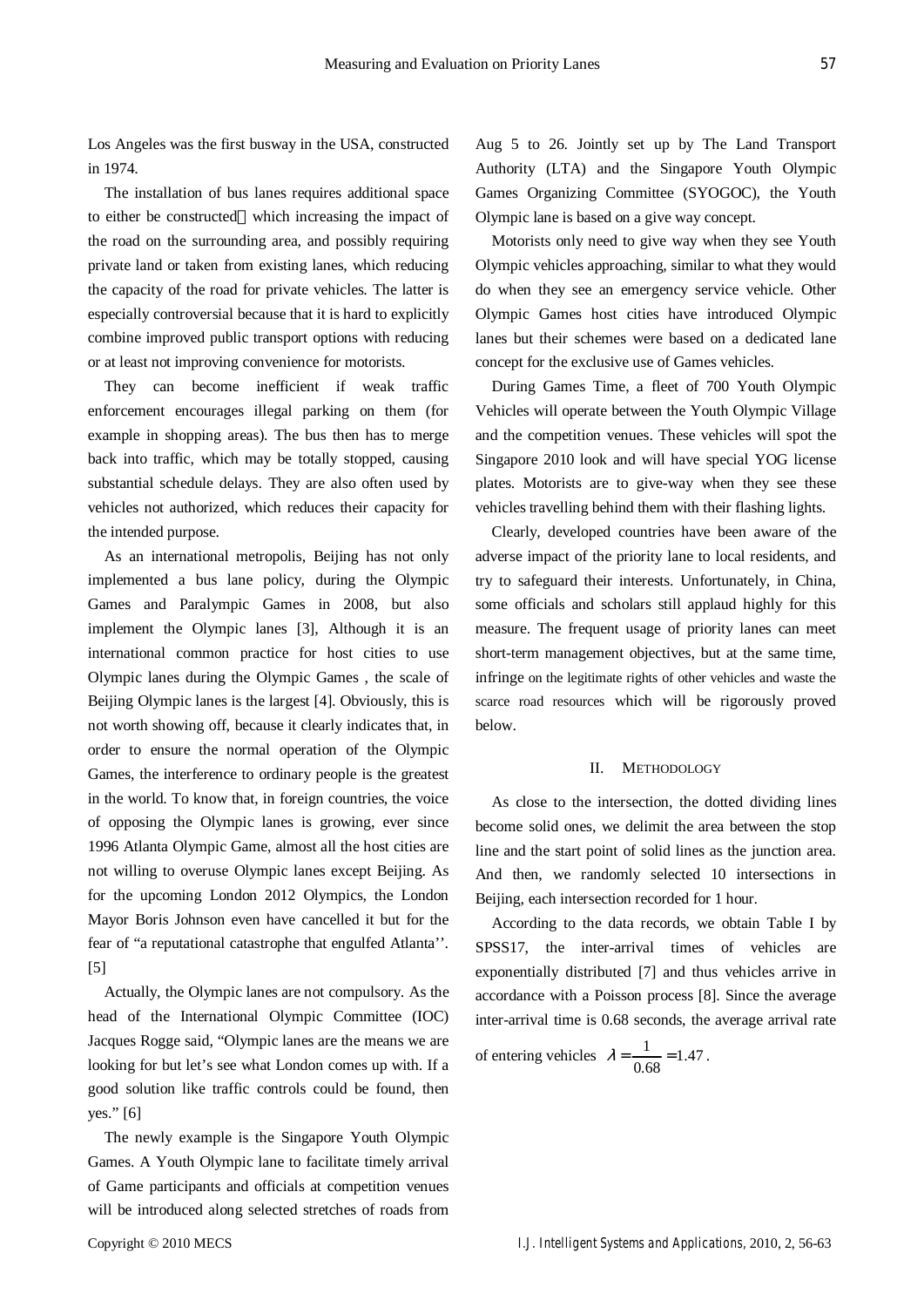Los Angeles was the first busway in the USA, constructed in 1974.

The installation of bus lanes requires additional space to either be constructed which increasing the impact of the road on the surrounding area, and possibly requiring private land or taken from existing lanes, which reducing the capacity of the road for private vehicles. The latter is especially controversial because that it is hard to explicitly combine improved public transport options with reducing or at least not improving convenience for motorists.

They can become inefficient if weak traffic enforcement encourages illegal parking on them (for example in shopping areas). The bus then has to merge back into traffic, which may be totally stopped, causing substantial schedule delays. They are also often used by vehicles not authorized, which reduces their capacity for the intended purpose.

As an international metropolis, Beijing has not only implemented a bus lane policy, during the Olympic Games and Paralympic Games in 2008, but also implement the Olympic lanes [3], Although it is an international common practice for host cities to use Olympic lanes during the Olympic Games , the scale of Beijing Olympic lanes is the largest [4]. Obviously, this is not worth showing off, because it clearly indicates that, in order to ensure the normal operation of the Olympic Games, the interference to ordinary people is the greatest in the world. To know that, in foreign countries, the voice of opposing the Olympic lanes is growing, ever since 1996 Atlanta Olympic Game, almost all the host cities are not willing to overuse Olympic lanes except Beijing. As for the upcoming London 2012 Olympics, the London Mayor Boris Johnson even have cancelled it but for the fear of "a reputational catastrophe that engulfed Atlanta''. [5]

Actually, the Olympic lanes are not compulsory. As the head of the International Olympic Committee (IOC) Jacques Rogge said, "Olympic lanes are the means we are looking for but let's see what London comes up with. If a good solution like traffic controls could be found, then yes." [6]

The newly example is the Singapore Youth Olympic Games. A Youth Olympic lane to facilitate timely arrival of Game participants and officials at competition venues will be introduced along selected stretches of roads from Aug 5 to 26. Jointly set up by The Land Transport Authority (LTA) and the Singapore Youth Olympic Games Organizing Committee (SYOGOC), the Youth Olympic lane is based on a give way concept.

Motorists only need to give way when they see Youth Olympic vehicles approaching, similar to what they would do when they see an emergency service vehicle. Other Olympic Games host cities have introduced Olympic lanes but their schemes were based on a dedicated lane concept for the exclusive use of Games vehicles.

During Games Time, a fleet of 700 Youth Olympic Vehicles will operate between the Youth Olympic Village and the competition venues. These vehicles will spot the Singapore 2010 look and will have special YOG license plates. Motorists are to give-way when they see these vehicles travelling behind them with their flashing lights.

Clearly, developed countries have been aware of the adverse impact of the priority lane to local residents, and try to safeguard their interests. Unfortunately, in China, some officials and scholars still applaud highly for this measure. The frequent usage of priority lanes can meet short-term management objectives, but at the same time, infringe on the legitimate rights of other vehicles and waste the scarce road resources which will be rigorously proved below.

## II. Methodology

As close to the intersection, the dotted dividing lines become solid ones, we delimit the area between the stop line and the start point of solid lines as the junction area. And then, we randomly selected 10 intersections in Beijing, each intersection recorded for 1 hour.

According to the data records, we obtain Table I by SPSS17, the inter-arrival times of vehicles are exponentially distributed [7] and thus vehicles arrive in accordance with a Poisson process [8]. Since the average inter-arrival time is 0.68 seconds, the average arrival rate of entering vehicles $\lambda = \frac{1}{0.68} = 1.47$.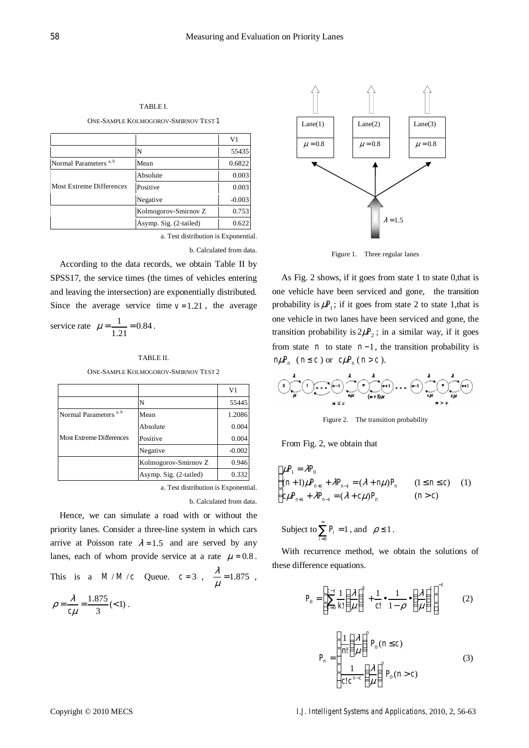TABLE I.

ONE-SAMPLE KOLMOGOROV-SMIRNOV TEST 1

| | | V1 |
|---|---|---|
| | N | 55435 |
| Normal Parameters [a, b] | Mean | 0.6822 |
| Most Extreme Differences | Absolute | 0.003 |
| | Positive | 0.003 |
| | Negative | -0.003 |
| | Kolmogorov-Smirnov Z | 0.753 |
| | Asymp. Sig. (2-tailed) | 0.622 |

a. Test distribution is Exponential.

b. Calculated from data.

According to the data records, we obtain Table II by SPSS17, the service times (the times of vehicles entering and leaving the intersection) are exponentially distributed. Since the average service time $v = 1.21$, the average service rate $\mu = \frac{1}{1.21} = 0.84$.

TABLE II.

ONE-SAMPLE KOLMOGOROV-SMIRNOV TEST 2

| | | V1 |
|---|---|---|
| | N | 55445 |
| Normal Parameters [a, b] | Mean | 1.2086 |
| Most Extreme Differences | Absolute | 0.004 |
| | Positive | 0.004 |
| | Negative | -0.002 |
| | Kolmogorov-Smirnov Z | 0.946 |
| | Asymp. Sig. (2-tailed) | 0.332 |

a. Test distribution is Exponential.

b. Calculated from data.

Hence, we can simulate a road with or without the priority lanes. Consider a three-line system in which cars arrive at Poisson rate $\lambda = 1.5$ and are served by any lanes, each of whom provide service at a rate $\mu = 0.8$. This is a $M/M/c$ Queue. $c = 3$, $\frac{\lambda}{\mu} = 1.875$, $\rho = \frac{\lambda}{c\mu} = \frac{1.875}{3} (<1)$.

Figure 1. Three regular lanes

As Fig. 2 shows, if it goes from state 1 to state 0,that is one vehicle have been serviced and gone, the transition probability is $\mu P_1$; if it goes from state 2 to state 1,that is one vehicle in two lanes have been serviced and gone, the transition probability is $2\mu P_2$; in a similar way, if it goes from state $n$ to state $n-1$, the transition probability is $n\mu P_n$ ($n \le c$) or $c\mu P_n$ ($n > c$).

Figure 2. The transition probability

From Fig. 2, we obtain that

$$\begin{cases} \mu P_1 = \lambda P_0 \\ (n+1)\mu P_{n+1} + \lambda P_{n-1} = (\lambda + n\mu) P_n & (1 \le n \le c) \\ c\mu P_{n+1} + \lambda P_{n-1} = (\lambda + c\mu) P_n & (n > c) \end{cases} \quad (1)$$

Subject to $\sum_{i=0}^{\infty} P_i = 1$, and $\rho \le 1$.

With recurrence method, we obtain the solutions of these difference equations.

$$P_0 = \left[ \sum_{k=0}^{c-1} \frac{1}{k!} \left( \frac{\lambda}{\mu} \right)^k + \frac{1}{c!} \bullet \frac{1}{1-\rho} \bullet \left( \frac{\lambda}{\mu} \right)^c \right]^{-1} \quad (2)$$

$$P_n = \begin{cases} \frac{1}{n!} \left( \frac{\lambda}{\mu} \right)^n P_0 (n \le c) \\ \frac{1}{c! c^{n-c}} \left( \frac{\lambda}{\mu} \right)^n P_0 (n > c) \end{cases} \quad (3)$$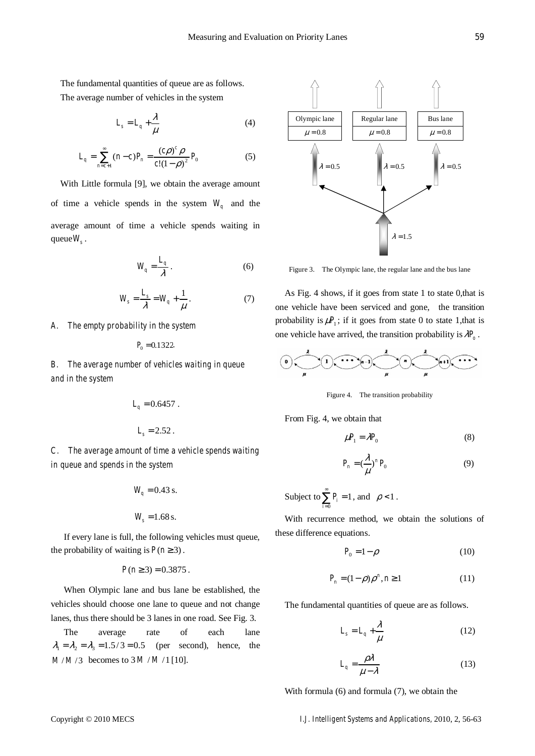The fundamental quantities of queue are as follows.

The average number of vehicles in the system

$$L_s = L_q + \frac{\lambda}{\mu} \tag{4}$$

$$L_q = \sum_{n=c+1}^{\infty} (n-c)P_n = \frac{(c\rho)^c \rho}{c!(1-\rho)^2} P_0 \tag{5}$$

With Little formula [9], we obtain the average amount of time a vehicle spends in the system $W_q$ and the average amount of time a vehicle spends waiting in queue $W_s$.

$$W_q = \frac{L_q}{\lambda}. \tag{6}$$

$$W_s = \frac{L_s}{\lambda} = W_q + \frac{1}{\mu}. \tag{7}$$

*A. The empty probability in the system*

$$P_0 = 0.1322.$$

*B. The average number of vehicles waiting in queue and in the system*

$$L_q = 0.6457.$$

$$L_s = 2.52.$$

*C. The average amount of time a vehicle spends waiting in queue and spends in the system*

$$W_q = 0.43 \text{ s.}$$

$$W_s = 1.68 \text{ s.}$$

If every lane is full, the following vehicles must queue, the probability of waiting is $P(n \geq 3)$.

$$P(n \geq 3) = 0.3875.$$

When Olympic lane and bus lane be established, the vehicles should choose one lane to queue and not change lanes, thus there should be 3 lanes in one road. See Fig. 3.

The average rate of each lane $\lambda_1 = \lambda_2 = \lambda_3 = 1.5/3 = 0.5$ (per second), hence, the $M/M/3$ becomes to $3\,M/M/1$ [10].

Figure 3. The Olympic lane, the regular lane and the bus lane

As Fig. 4 shows, if it goes from state 1 to state 0, that is one vehicle have been serviced and gone, the transition probability is $\mu P_1$; if it goes from state 0 to state 1, that is one vehicle have arrived, the transition probability is $\lambda P_0$.

Figure 4. The transition probability

From Fig. 4, we obtain that

$$\mu P_1 = \lambda P_0 \tag{8}$$

$$P_n = \left(\frac{\lambda}{\mu}\right)^n P_0 \tag{9}$$

Subject to $\sum_{i=0}^{\infty} P_i = 1$, and $\rho < 1$.

With recurrence method, we obtain the solutions of these difference equations.

$$P_0 = 1 - \rho \tag{10}$$

$$P_n = (1-\rho)\rho^n, n \geq 1 \tag{11}$$

The fundamental quantities of queue are as follows.

$$L_s = L_q + \frac{\lambda}{\mu} \tag{12}$$

$$L_q = \frac{\rho\lambda}{\mu - \lambda} \tag{13}$$

With formula (6) and formula (7), we obtain the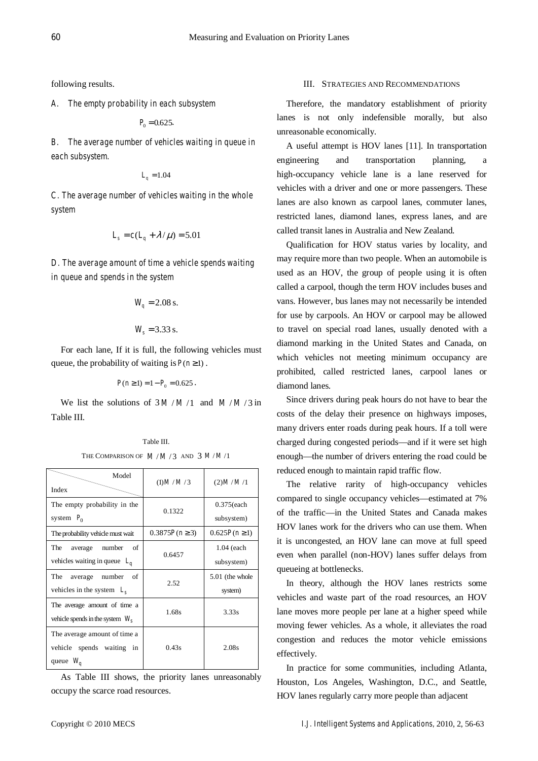following results.

*A. The empty probability in each subsystem*

$$P_0 = 0.625.$$

*B. The average number of vehicles waiting in queue in each subsystem.*

$$L_q = 1.04$$

*C. The average number of vehicles waiting in the whole system*

$$L_s = c(L_q + \lambda / \mu) = 5.01$$

*D. The average amount of time a vehicle spends waiting in queue and spends in the system*

$$W_q = 2.08\,\text{s}.$$

$$W_s = 3.33\,\text{s}.$$

For each lane, If it is full, the following vehicles must queue, the probability of waiting is $P(n \geq 1)$.

$$P(n \geq 1) = 1 - P_0 = 0.625.$$

We list the solutions of $3M/M/1$ and $M/M/3$ in Table III.

Table III.

THE COMPARISON OF $M/M/3$ AND $3M/M/1$

| Index \ Model | (1)$M/M/3$ | (2)$M/M/1$ |
|---|---|---|
| The empty probability in the system $P_0$ | 0.1322 | 0.375(each subsystem) |
| The probability vehicle must wait | $0.3875P(n \geq 3)$ | $0.625P(n \geq 1)$ |
| The average number of vehicles waiting in queue $L_q$ | 0.6457 | 1.04 (each subsystem) |
| The average number of vehicles in the system $L_s$ | 2.52 | 5.01 (the whole system) |
| The average amount of time a vehicle spends in the system $W_s$ | 1.68s | 3.33s |
| The average amount of time a vehicle spends waiting in queue $W_q$ | 0.43s | 2.08s |

As Table III shows, the priority lanes unreasonably occupy the scarce road resources.

## III. STRATEGIES AND RECOMMENDATIONS

Therefore, the mandatory establishment of priority lanes is not only indefensible morally, but also unreasonable economically.

A useful attempt is HOV lanes [11]. In transportation engineering and transportation planning, a high-occupancy vehicle lane is a lane reserved for vehicles with a driver and one or more passengers. These lanes are also known as carpool lanes, commuter lanes, restricted lanes, diamond lanes, express lanes, and are called transit lanes in Australia and New Zealand.

Qualification for HOV status varies by locality, and may require more than two people. When an automobile is used as an HOV, the group of people using it is often called a carpool, though the term HOV includes buses and vans. However, bus lanes may not necessarily be intended for use by carpools. An HOV or carpool may be allowed to travel on special road lanes, usually denoted with a diamond marking in the United States and Canada, on which vehicles not meeting minimum occupancy are prohibited, called restricted lanes, carpool lanes or diamond lanes.

Since drivers during peak hours do not have to bear the costs of the delay their presence on highways imposes, many drivers enter roads during peak hours. If a toll were charged during congested periods—and if it were set high enough—the number of drivers entering the road could be reduced enough to maintain rapid traffic flow.

The relative rarity of high-occupancy vehicles compared to single occupancy vehicles—estimated at 7% of the traffic—in the United States and Canada makes HOV lanes work for the drivers who can use them. When it is uncongested, an HOV lane can move at full speed even when parallel (non-HOV) lanes suffer delays from queueing at bottlenecks.

In theory, although the HOV lanes restricts some vehicles and waste part of the road resources, an HOV lane moves more people per lane at a higher speed while moving fewer vehicles. As a whole, it alleviates the road congestion and reduces the motor vehicle emissions effectively.

In practice for some communities, including Atlanta, Houston, Los Angeles, Washington, D.C., and Seattle, HOV lanes regularly carry more people than adjacent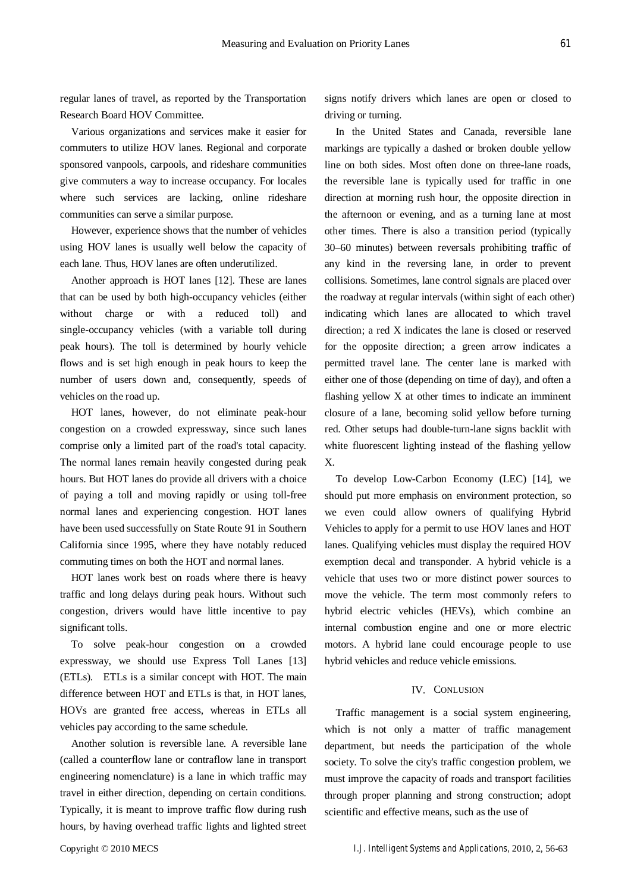regular lanes of travel, as reported by the Transportation Research Board HOV Committee.

Various organizations and services make it easier for commuters to utilize HOV lanes. Regional and corporate sponsored vanpools, carpools, and rideshare communities give commuters a way to increase occupancy. For locales where such services are lacking, online rideshare communities can serve a similar purpose.

However, experience shows that the number of vehicles using HOV lanes is usually well below the capacity of each lane. Thus, HOV lanes are often underutilized.

Another approach is HOT lanes [12]. These are lanes that can be used by both high-occupancy vehicles (either without charge or with a reduced toll) and single-occupancy vehicles (with a variable toll during peak hours). The toll is determined by hourly vehicle flows and is set high enough in peak hours to keep the number of users down and, consequently, speeds of vehicles on the road up.

HOT lanes, however, do not eliminate peak-hour congestion on a crowded expressway, since such lanes comprise only a limited part of the road's total capacity. The normal lanes remain heavily congested during peak hours. But HOT lanes do provide all drivers with a choice of paying a toll and moving rapidly or using toll-free normal lanes and experiencing congestion. HOT lanes have been used successfully on State Route 91 in Southern California since 1995, where they have notably reduced commuting times on both the HOT and normal lanes.

HOT lanes work best on roads where there is heavy traffic and long delays during peak hours. Without such congestion, drivers would have little incentive to pay significant tolls.

To solve peak-hour congestion on a crowded expressway, we should use Express Toll Lanes [13] (ETLs). ETLs is a similar concept with HOT. The main difference between HOT and ETLs is that, in HOT lanes, HOVs are granted free access, whereas in ETLs all vehicles pay according to the same schedule.

Another solution is reversible lane. A reversible lane (called a counterflow lane or contraflow lane in transport engineering nomenclature) is a lane in which traffic may travel in either direction, depending on certain conditions. Typically, it is meant to improve traffic flow during rush hours, by having overhead traffic lights and lighted street signs notify drivers which lanes are open or closed to driving or turning.

In the United States and Canada, reversible lane markings are typically a dashed or broken double yellow line on both sides. Most often done on three-lane roads, the reversible lane is typically used for traffic in one direction at morning rush hour, the opposite direction in the afternoon or evening, and as a turning lane at most other times. There is also a transition period (typically 30–60 minutes) between reversals prohibiting traffic of any kind in the reversing lane, in order to prevent collisions. Sometimes, lane control signals are placed over the roadway at regular intervals (within sight of each other) indicating which lanes are allocated to which travel direction; a red X indicates the lane is closed or reserved for the opposite direction; a green arrow indicates a permitted travel lane. The center lane is marked with either one of those (depending on time of day), and often a flashing yellow X at other times to indicate an imminent closure of a lane, becoming solid yellow before turning red. Other setups had double-turn-lane signs backlit with white fluorescent lighting instead of the flashing yellow X.

To develop Low-Carbon Economy (LEC) [14], we should put more emphasis on environment protection, so we even could allow owners of qualifying Hybrid Vehicles to apply for a permit to use HOV lanes and HOT lanes. Qualifying vehicles must display the required HOV exemption decal and transponder. A hybrid vehicle is a vehicle that uses two or more distinct power sources to move the vehicle. The term most commonly refers to hybrid electric vehicles (HEVs), which combine an internal combustion engine and one or more electric motors. A hybrid lane could encourage people to use hybrid vehicles and reduce vehicle emissions.

## IV. CONLUSION

Traffic management is a social system engineering, which is not only a matter of traffic management department, but needs the participation of the whole society. To solve the city's traffic congestion problem, we must improve the capacity of roads and transport facilities through proper planning and strong construction; adopt scientific and effective means, such as the use of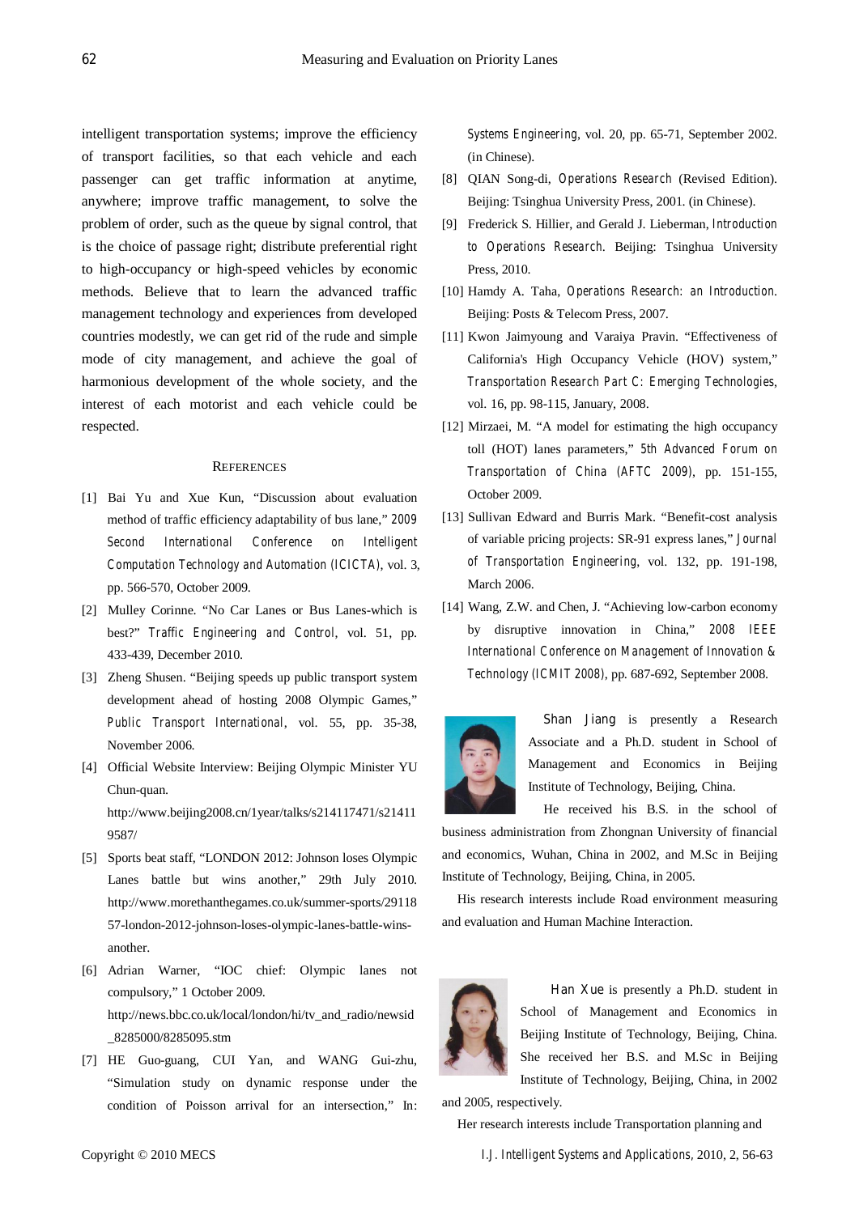intelligent transportation systems; improve the efficiency of transport facilities, so that each vehicle and each passenger can get traffic information at anytime, anywhere; improve traffic management, to solve the problem of order, such as the queue by signal control, that is the choice of passage right; distribute preferential right to high-occupancy or high-speed vehicles by economic methods. Believe that to learn the advanced traffic management technology and experiences from developed countries modestly, we can get rid of the rude and simple mode of city management, and achieve the goal of harmonious development of the whole society, and the interest of each motorist and each vehicle could be respected.

## REFERENCES

[1] Bai Yu and Xue Kun, "Discussion about evaluation method of traffic efficiency adaptability of bus lane," *2009 Second International Conference on Intelligent Computation Technology and Automation (ICICTA)*, vol. 3, pp. 566-570, October 2009.

[2] Mulley Corinne. "No Car Lanes or Bus Lanes-which is best?" *Traffic Engineering and Control*, vol. 51, pp. 433-439, December 2010.

[3] Zheng Shusen. "Beijing speeds up public transport system development ahead of hosting 2008 Olympic Games," *Public Transport International*, vol. 55, pp. 35-38, November 2006.

[4] Official Website Interview: Beijing Olympic Minister YU Chun-quan. http://www.beijing2008.cn/1year/talks/s214117471/s214119587/

[5] Sports beat staff, "LONDON 2012: Johnson loses Olympic Lanes battle but wins another," 29th July 2010. http://www.morethanthegames.co.uk/summer-sports/2911857-london-2012-johnson-loses-olympic-lanes-battle-wins-another.

[6] Adrian Warner, "IOC chief: Olympic lanes not compulsory," 1 October 2009. http://news.bbc.co.uk/local/london/hi/tv_and_radio/newsid_8285000/8285095.stm

[7] HE Guo-guang, CUI Yan, and WANG Gui-zhu, "Simulation study on dynamic response under the condition of Poisson arrival for an intersection," In: *Systems Engineering*, vol. 20, pp. 65-71, September 2002. (in Chinese).

[8] QIAN Song-di, *Operations Research* (Revised Edition). Beijing: Tsinghua University Press, 2001. (in Chinese).

[9] Frederick S. Hillier, and Gerald J. Lieberman, *Introduction to Operations Research*. Beijing: Tsinghua University Press, 2010.

[10] Hamdy A. Taha, *Operations Research: an Introduction*. Beijing: Posts & Telecom Press, 2007.

[11] Kwon Jaimyoung and Varaiya Pravin. "Effectiveness of California's High Occupancy Vehicle (HOV) system," *Transportation Research Part C: Emerging Technologies*, vol. 16, pp. 98-115, January, 2008.

[12] Mirzaei, M. "A model for estimating the high occupancy toll (HOT) lanes parameters," *5th Advanced Forum on Transportation of China (AFTC 2009)*, pp. 151-155, October 2009.

[13] Sullivan Edward and Burris Mark. "Benefit-cost analysis of variable pricing projects: SR-91 express lanes," *Journal of Transportation Engineering*, vol. 132, pp. 191-198, March 2006.

[14] Wang, Z.W. and Chen, J. "Achieving low-carbon economy by disruptive innovation in China," *2008 IEEE International Conference on Management of Innovation & Technology (ICMIT 2008)*, pp. 687-692, September 2008.

**Shan Jiang** is presently a Research Associate and a Ph.D. student in School of Management and Economics in Beijing Institute of Technology, Beijing, China.

He received his B.S. in the school of business administration from Zhongnan University of financial and economics, Wuhan, China in 2002, and M.Sc in Beijing Institute of Technology, Beijing, China, in 2005.

His research interests include Road environment measuring and evaluation and Human Machine Interaction.

**Han Xue** is presently a Ph.D. student in School of Management and Economics in Beijing Institute of Technology, Beijing, China. She received her B.S. and M.Sc in Beijing Institute of Technology, Beijing, China, in 2002 and 2005, respectively.

Her research interests include Transportation planning and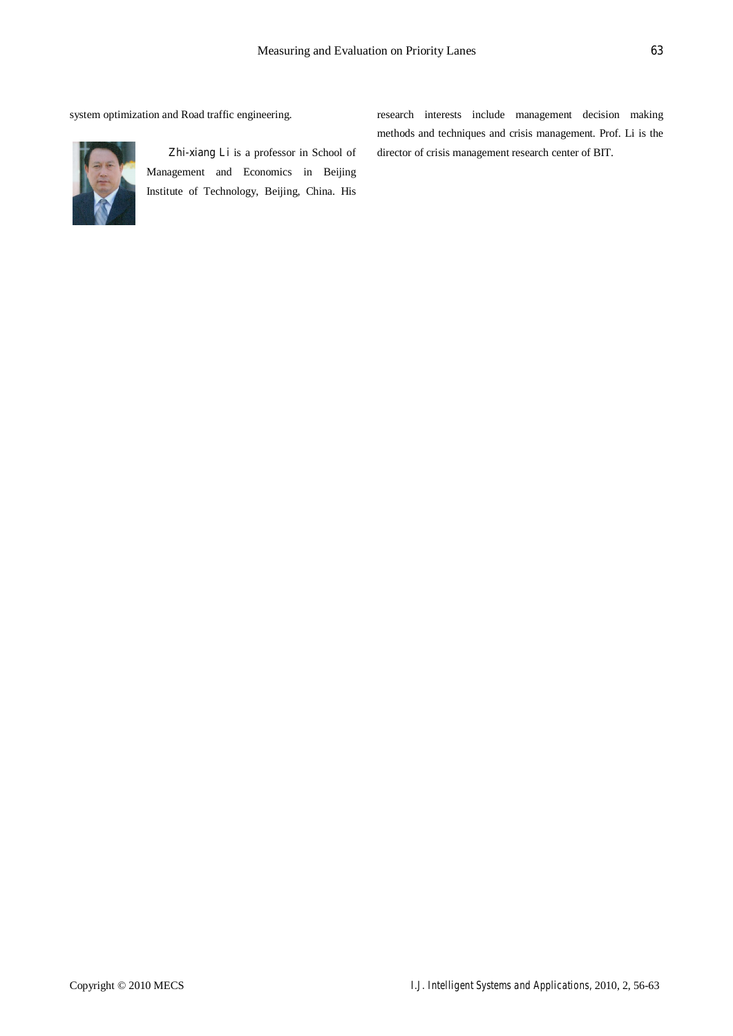system optimization and Road traffic engineering.

**Zhi-xiang Li** is a professor in School of Management and Economics in Beijing Institute of Technology, Beijing, China. His research interests include management decision making methods and techniques and crisis management. Prof. Li is the director of crisis management research center of BIT.